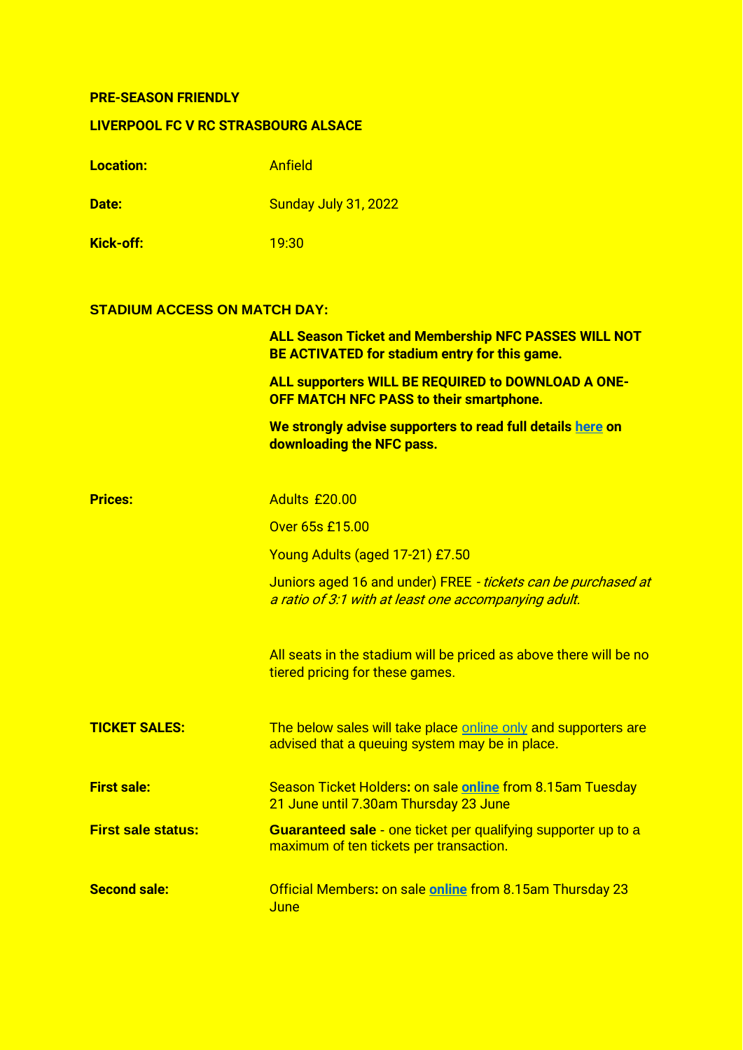**PRE-SEASON FRIENDLY**

**LIVERPOOL FC V RC STRASBOURG ALSACE**

**Location:** Anfield

**Date:** Sunday July 31, 2022

**Kick-off:** 19:30

**STADIUM ACCESS ON MATCH DAY:**

**ALL Season Ticket and Membership NFC PASSES WILL NOT BE ACTIVATED for stadium entry for this game.**

**ALL supporters WILL BE REQUIRED to DOWNLOAD A ONE-OFF MATCH NFC PASS to their smartphone.**

**We strongly advise supporters to read full details here on downloading the NFC pass.**

**Prices:**

Adults £20.00

Over 65s £15.00

Young Adults (aged 17-21) £7.50

Juniors aged 16 and under) FREE - *tickets can be purchased at a ratio of 3:1 with at least one accompanying adult.*

All seats in the stadium will be priced as above there will be no tiered pricing for these games.

**TICKET SALES:** The below sales will take place online only and supporters are advised that a queuing system may be in place.

**First sale:** Season Ticket Holders**:** on sale **online** from 8.15am Tuesday 21 June until 7.30am Thursday 23 June

**First sale status:** **Guaranteed sale** - one ticket per qualifying supporter up to a maximum of ten tickets per transaction.

**Second sale:** Official Members**:** on sale **online** from 8.15am Thursday 23 June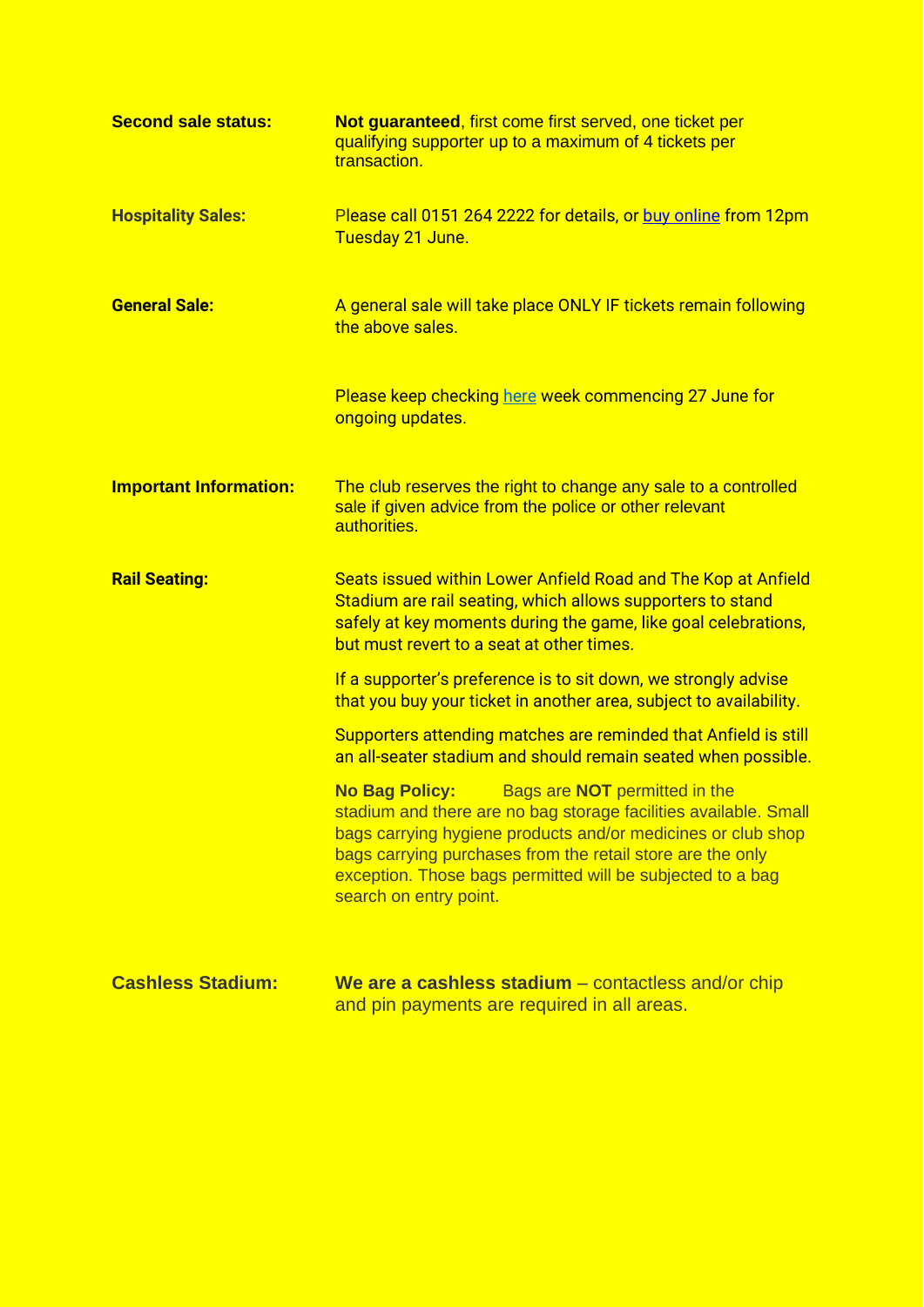**Second sale status:** **Not guaranteed**, first come first served, one ticket per qualifying supporter up to a maximum of 4 tickets per transaction.

**Hospitality Sales:** Please call 0151 264 2222 for details, or buy online from 12pm Tuesday 21 June.

**General Sale:** A general sale will take place ONLY IF tickets remain following the above sales.

Please keep checking here week commencing 27 June for ongoing updates.

**Important Information:** The club reserves the right to change any sale to a controlled sale if given advice from the police or other relevant authorities.

**Rail Seating:** Seats issued within Lower Anfield Road and The Kop at Anfield Stadium are rail seating, which allows supporters to stand safely at key moments during the game, like goal celebrations, but must revert to a seat at other times.

If a supporter's preference is to sit down, we strongly advise that you buy your ticket in another area, subject to availability.

Supporters attending matches are reminded that Anfield is still an all-seater stadium and should remain seated when possible.

**No Bag Policy:** Bags are **NOT** permitted in the stadium and there are no bag storage facilities available. Small bags carrying hygiene products and/or medicines or club shop bags carrying purchases from the retail store are the only exception. Those bags permitted will be subjected to a bag search on entry point.

**Cashless Stadium:** **We are a cashless stadium** – contactless and/or chip and pin payments are required in all areas.